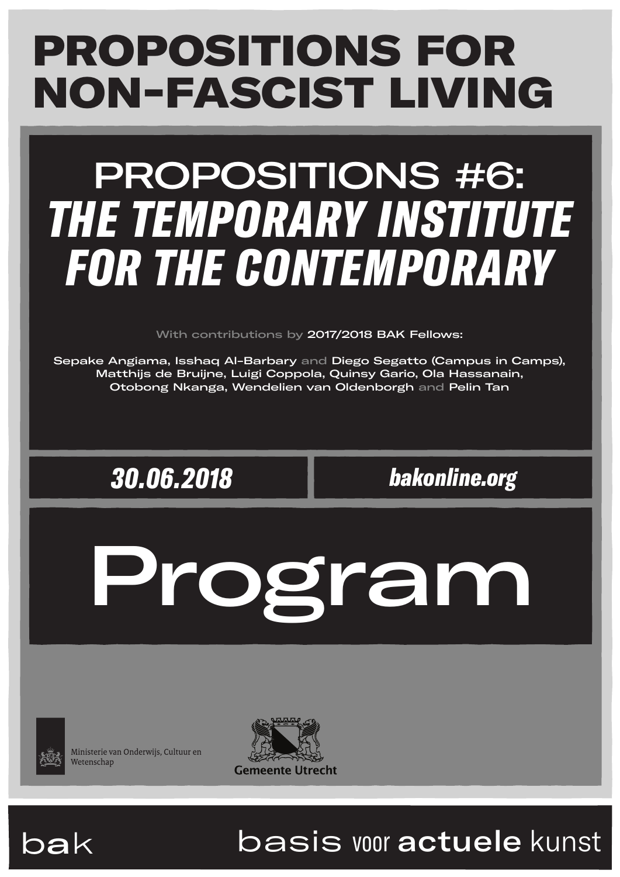# PROPOSITIONS FOR NON-FASCIST LIVING

## PROPOSITIONS #6: *THE TEMPORARY INSTITUTE FOR THE CONTEMPORARY*

With contributions by 2017/2018 BAK Fellows:

Sepake Angiama, Isshaq Al-Barbary and Diego Segatto (Campus in Camps), Matthijs de Bruijne, Luigi Coppola, Quinsy Gario, Ola Hassanain, Otobong Nkanga, Wendelien van Oldenborgh and Pelin Tan

***30.06.2018***

***bakonline.org***

# Program

Ministerie van Onderwijs, Cultuur en Wetenschap

Gemeente Utrecht

bak

basis voor actuele kunst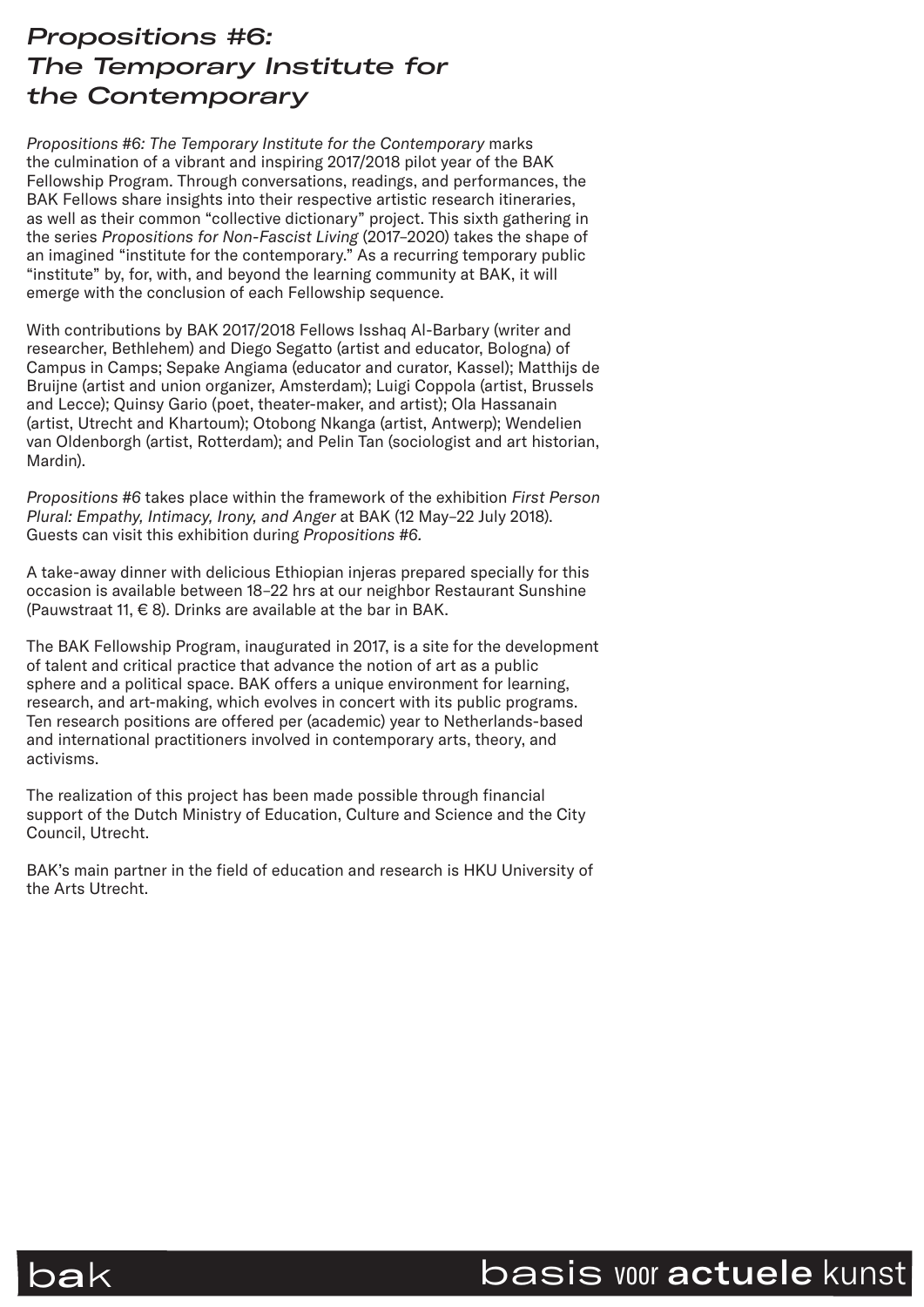# *Propositions #6: The Temporary Institute for the Contemporary*

*Propositions #6: The Temporary Institute for the Contemporary* marks the culmination of a vibrant and inspiring 2017/2018 pilot year of the BAK Fellowship Program. Through conversations, readings, and performances, the BAK Fellows share insights into their respective artistic research itineraries, as well as their common "collective dictionary" project. This sixth gathering in the series *Propositions for Non-Fascist Living* (2017–2020) takes the shape of an imagined "institute for the contemporary." As a recurring temporary public "institute" by, for, with, and beyond the learning community at BAK, it will emerge with the conclusion of each Fellowship sequence.

With contributions by BAK 2017/2018 Fellows Isshaq Al-Barbary (writer and researcher, Bethlehem) and Diego Segatto (artist and educator, Bologna) of Campus in Camps; Sepake Angiama (educator and curator, Kassel); Matthijs de Bruijne (artist and union organizer, Amsterdam); Luigi Coppola (artist, Brussels and Lecce); Quinsy Gario (poet, theater-maker, and artist); Ola Hassanain (artist, Utrecht and Khartoum); Otobong Nkanga (artist, Antwerp); Wendelien van Oldenborgh (artist, Rotterdam); and Pelin Tan (sociologist and art historian, Mardin).

*Propositions #6* takes place within the framework of the exhibition *First Person Plural: Empathy, Intimacy, Irony, and Anger* at BAK (12 May–22 July 2018). Guests can visit this exhibition during *Propositions #6*.

A take-away dinner with delicious Ethiopian injeras prepared specially for this occasion is available between 18–22 hrs at our neighbor Restaurant Sunshine (Pauwstraat 11, € 8). Drinks are available at the bar in BAK.

The BAK Fellowship Program, inaugurated in 2017, is a site for the development of talent and critical practice that advance the notion of art as a public sphere and a political space. BAK offers a unique environment for learning, research, and art-making, which evolves in concert with its public programs. Ten research positions are offered per (academic) year to Netherlands-based and international practitioners involved in contemporary arts, theory, and activisms.

The realization of this project has been made possible through financial support of the Dutch Ministry of Education, Culture and Science and the City Council, Utrecht.

BAK's main partner in the field of education and research is HKU University of the Arts Utrecht.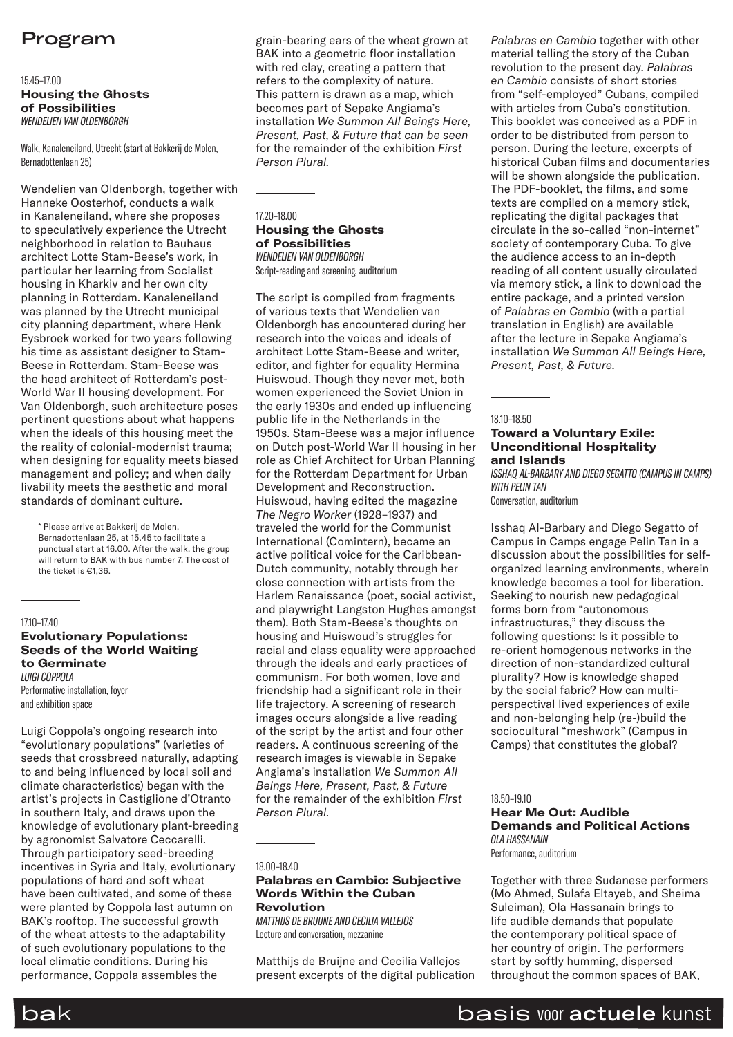# Program

15.45–17.00

### Housing the Ghosts of Possibilities

*WENDELIEN VAN OLDENBORGH*

Walk, Kanaleneiland, Utrecht (start at Bakkerij de Molen, Bernadottenlaan 25)

Wendelien van Oldenborgh, together with Hanneke Oosterhof, conducts a walk in Kanaleneiland, where she proposes to speculatively experience the Utrecht neighborhood in relation to Bauhaus architect Lotte Stam-Beese's work, in particular her learning from Socialist housing in Kharkiv and her own city planning in Rotterdam. Kanaleneiland was planned by the Utrecht municipal city planning department, where Henk Eysbroek worked for two years following his time as assistant designer to Stam-Beese in Rotterdam. Stam-Beese was the head architect of Rotterdam's post-World War II housing development. For Van Oldenborgh, such architecture poses pertinent questions about what happens when the ideals of this housing meet the reality of colonial-modernist trauma; when designing for equality meets biased management and policy; and when daily livability meets the aesthetic and moral standards of dominant culture.

> * Please arrive at Bakkerij de Molen, Bernadottenlaan 25, at 15.45 to facilitate a punctual start at 16.00. After the walk, the group will return to BAK with bus number 7. The cost of the ticket is €1,36.

---

17.10–17.40

### Evolutionary Populations: Seeds of the World Waiting to Germinate

*LUIGI COPPOLA*

Performative installation, foyer and exhibition space

Luigi Coppola's ongoing research into "evolutionary populations" (varieties of seeds that crossbreed naturally, adapting to and being influenced by local soil and climate characteristics) began with the artist's projects in Castiglione d'Otranto in southern Italy, and draws upon the knowledge of evolutionary plant-breeding by agronomist Salvatore Ceccarelli. Through participatory seed-breeding incentives in Syria and Italy, evolutionary populations of hard and soft wheat have been cultivated, and some of these were planted by Coppola last autumn on BAK's rooftop. The successful growth of the wheat attests to the adaptability of such evolutionary populations to the local climatic conditions. During his performance, Coppola assembles the grain-bearing ears of the wheat grown at BAK into a geometric floor installation with red clay, creating a pattern that refers to the complexity of nature. This pattern is drawn as a map, which becomes part of Sepake Angiama's installation *We Summon All Beings Here, Present, Past, & Future that can be seen* for the remainder of the exhibition *First Person Plural.*

---

17.20–18.00

### Housing the Ghosts of Possibilities

*WENDELIEN VAN OLDENBORGH*

Script-reading and screening, auditorium

The script is compiled from fragments of various texts that Wendelien van Oldenborgh has encountered during her research into the voices and ideals of architect Lotte Stam-Beese and writer, editor, and fighter for equality Hermina Huiswoud. Though they never met, both women experienced the Soviet Union in the early 1930s and ended up influencing public life in the Netherlands in the 1950s. Stam-Beese was a major influence on Dutch post-World War II housing in her role as Chief Architect for Urban Planning for the Rotterdam Department for Urban Development and Reconstruction. Huiswoud, having edited the magazine *The Negro Worker* (1928–1937) and traveled the world for the Communist International (Comintern), became an active political voice for the Caribbean-Dutch community, notably through her close connection with artists from the Harlem Renaissance (poet, social activist, and playwright Langston Hughes amongst them). Both Stam-Beese's thoughts on housing and Huiswoud's struggles for racial and class equality were approached through the ideals and early practices of communism. For both women, love and friendship had a significant role in their life trajectory. A screening of research images occurs alongside a live reading of the script by the artist and four other readers. A continuous screening of the research images is viewable in Sepake Angiama's installation *We Summon All Beings Here, Present, Past, & Future* for the remainder of the exhibition *First Person Plural.*

---

18.00–18.40

### Palabras en Cambio: Subjective Words Within the Cuban Revolution

*MATTHIJS DE BRUIJNE AND CECILIA VALLEJOS*

Lecture and conversation, mezzanine

Matthijs de Bruijne and Cecilia Vallejos present excerpts of the digital publication *Palabras en Cambio* together with other material telling the story of the Cuban revolution to the present day. *Palabras en Cambio* consists of short stories from "self-employed" Cubans, compiled with articles from Cuba's constitution. This booklet was conceived as a PDF in order to be distributed from person to person. During the lecture, excerpts of historical Cuban films and documentaries will be shown alongside the publication. The PDF-booklet, the films, and some texts are compiled on a memory stick, replicating the digital packages that circulate in the so-called "non-internet" society of contemporary Cuba. To give the audience access to an in-depth reading of all content usually circulated via memory stick, a link to download the entire package, and a printed version of *Palabras en Cambio* (with a partial translation in English) are available after the lecture in Sepake Angiama's installation *We Summon All Beings Here, Present, Past, & Future.*

---

18.10–18.50

### Toward a Voluntary Exile: Unconditional Hospitality and Islands

*ISSHAQ AL-BARBARY AND DIEGO SEGATTO (CAMPUS IN CAMPS) WITH PELIN TAN*

Conversation, auditorium

Isshaq Al-Barbary and Diego Segatto of Campus in Camps engage Pelin Tan in a discussion about the possibilities for self-organized learning environments, wherein knowledge becomes a tool for liberation. Seeking to nourish new pedagogical forms born from "autonomous infrastructures," they discuss the following questions: Is it possible to re-orient homogenous networks in the direction of non-standardized cultural plurality? How is knowledge shaped by the social fabric? How can multi-perspectival lived experiences of exile and non-belonging help (re-)build the sociocultural "meshwork" (Campus in Camps) that constitutes the global?

---

18.50–19.10

### Hear Me Out: Audible Demands and Political Actions

*OLA HASSANAIN*

Performance, auditorium

Together with three Sudanese performers (Mo Ahmed, Sulafa Eltayeb, and Sheima Suleiman), Ola Hassanain brings to life audible demands that populate the contemporary political space of her country of origin. The performers start by softly humming, dispersed throughout the common spaces of BAK,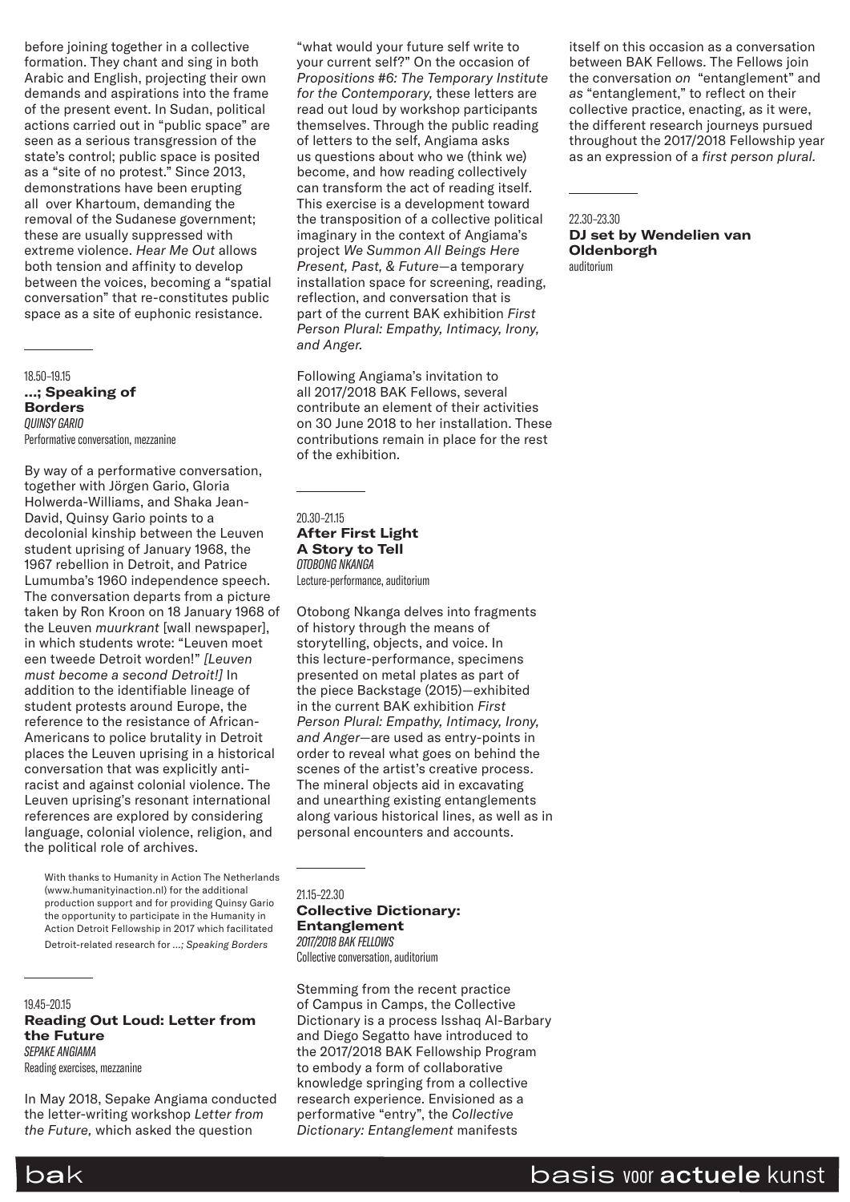before joining together in a collective formation. They chant and sing in both Arabic and English, projecting their own demands and aspirations into the frame of the present event. In Sudan, political actions carried out in "public space" are seen as a serious transgression of the state's control; public space is posited as a "site of no protest." Since 2013, demonstrations have been erupting all over Khartoum, demanding the removal of the Sudanese government; these are usually suppressed with extreme violence. *Hear Me Out* allows both tension and affinity to develop between the voices, becoming a "spatial conversation" that re-constitutes public space as a site of euphonic resistance.

---

18.50–19.15
**...; Speaking of Borders**
*QUINSY GARIO*
Performative conversation, mezzanine

By way of a performative conversation, together with Jörgen Gario, Gloria Holwerda-Williams, and Shaka Jean-David, Quinsy Gario points to a decolonial kinship between the Leuven student uprising of January 1968, the 1967 rebellion in Detroit, and Patrice Lumumba's 1960 independence speech. The conversation departs from a picture taken by Ron Kroon on 18 January 1968 of the Leuven *muurkrant* [wall newspaper], in which students wrote: "Leuven moet een tweede Detroit worden!" *[Leuven must become a second Detroit!]* In addition to the identifiable lineage of student protests around Europe, the reference to the resistance of African-Americans to police brutality in Detroit places the Leuven uprising in a historical conversation that was explicitly anti-racist and against colonial violence. The Leuven uprising's resonant international references are explored by considering language, colonial violence, religion, and the political role of archives.

With thanks to Humanity in Action The Netherlands (www.humanityinaction.nl) for the additional production support and for providing Quinsy Gario the opportunity to participate in the Humanity in Action Detroit Fellowship in 2017 which facilitated Detroit-related research for *...; Speaking Borders*

---

19.45–20.15
**Reading Out Loud: Letter from the Future**
*SEPAKE ANGIAMA*
Reading exercises, mezzanine

In May 2018, Sepake Angiama conducted the letter-writing workshop *Letter from the Future,* which asked the question "what would your future self write to your current self?" On the occasion of *Propositions #6: The Temporary Institute for the Contemporary,* these letters are read out loud by workshop participants themselves. Through the public reading of letters to the self, Angiama asks us questions about who we (think we) become, and how reading collectively can transform the act of reading itself. This exercise is a development toward the transposition of a collective political imaginary in the context of Angiama's project *We Summon All Beings Here Present, Past, & Future*—a temporary installation space for screening, reading, reflection, and conversation that is part of the current BAK exhibition *First Person Plural: Empathy, Intimacy, Irony, and Anger.*

Following Angiama's invitation to all 2017/2018 BAK Fellows, several contribute an element of their activities on 30 June 2018 to her installation. These contributions remain in place for the rest of the exhibition.

---

20.30–21.15
**After First Light A Story to Tell**
*OTOBONG NKANGA*
Lecture-performance, auditorium

Otobong Nkanga delves into fragments of history through the means of storytelling, objects, and voice. In this lecture-performance, specimens presented on metal plates as part of the piece Backstage (2015)—exhibited in the current BAK exhibition *First Person Plural: Empathy, Intimacy, Irony, and Anger*—are used as entry-points in order to reveal what goes on behind the scenes of the artist's creative process. The mineral objects aid in excavating and unearthing existing entanglements along various historical lines, as well as in personal encounters and accounts.

---

21.15–22.30
**Collective Dictionary: Entanglement**
*2017/2018 BAK FELLOWS*
Collective conversation, auditorium

Stemming from the recent practice of Campus in Camps, the Collective Dictionary is a process Isshaq Al-Barbary and Diego Segatto have introduced to the 2017/2018 BAK Fellowship Program to embody a form of collaborative knowledge springing from a collective research experience. Envisioned as a performative "entry", the *Collective Dictionary: Entanglement* manifests itself on this occasion as a conversation between BAK Fellows. The Fellows join the conversation *on* "entanglement" and *as* "entanglement," to reflect on their collective practice, enacting, as it were, the different research journeys pursued throughout the 2017/2018 Fellowship year as an expression of a *first person plural.*

---

22.30–23.30
**DJ set by Wendelien van Oldenborgh**
auditorium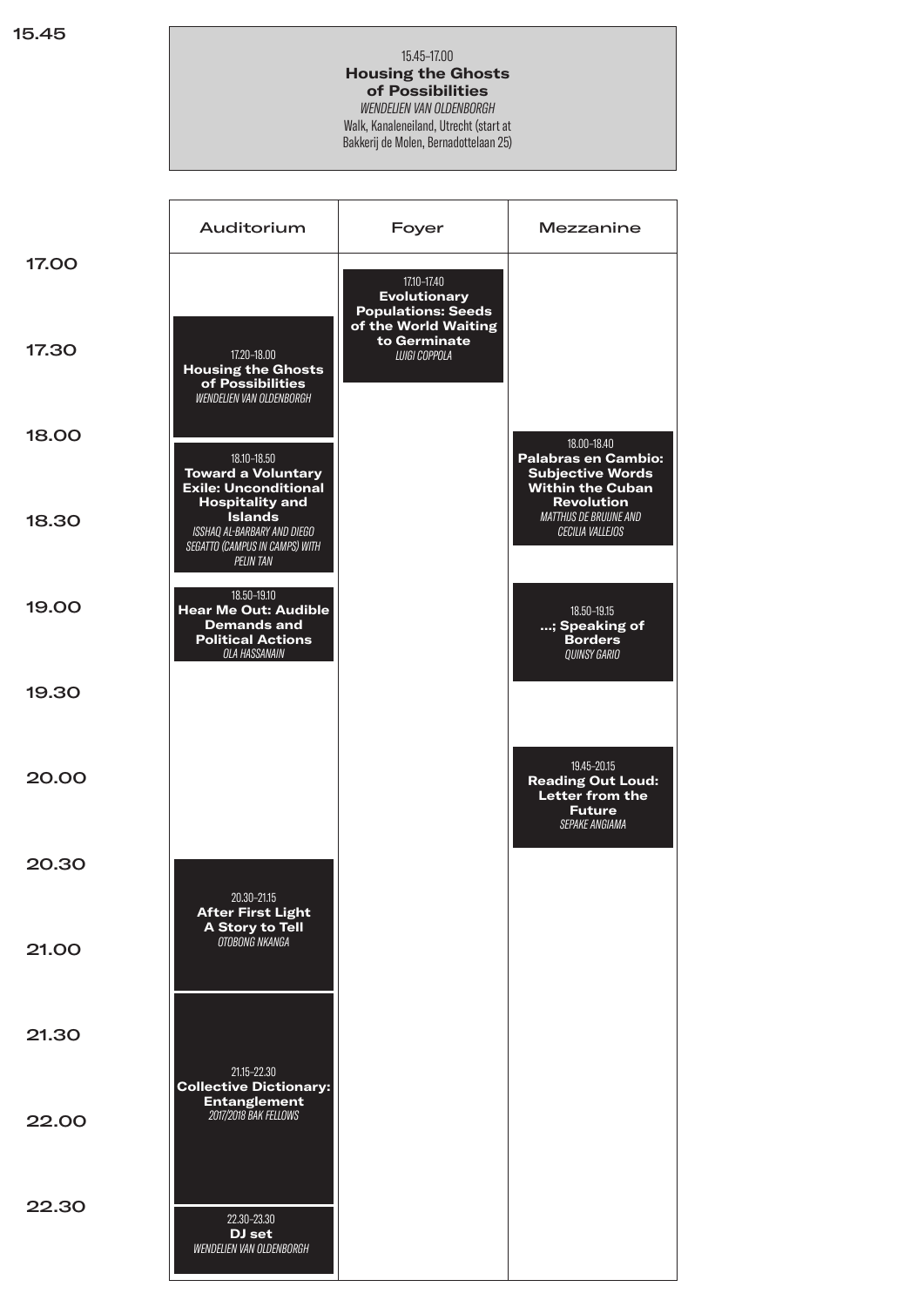**15.45**

15.45–17.00
**Housing the Ghosts of Possibilities**
*WENDELIEN VAN OLDENBORGH*
Walk, Kanaleneiland, Utrecht (start at Bakkerij de Molen, Bernadottelaan 25)

| | Auditorium | Foyer | Mezzanine |
|---|---|---|---|
| 17.00 | | 17.10–17.40 **Evolutionary Populations: Seeds of the World Waiting to Germinate** *LUIGI COPPOLA* | |
| 17.30 | 17.20–18.00 **Housing the Ghosts of Possibilities** *WENDELIEN VAN OLDENBORGH* | | |
| 18.00 | 18.10–18.50 **Toward a Voluntary Exile: Unconditional Hospitality and Islands** *ISSHAQ AL-BARBARY AND DIEGO SEGATTO (CAMPUS IN CAMPS) WITH PELIN TAN* | | 18.00–18.40 **Palabras en Cambio: Subjective Words Within the Cuban Revolution** *MATTHIJS DE BRUIJNE AND CECILIA VALLEJOS* |
| 18.30 | | | |
| 19.00 | 18.50–19.10 **Hear Me Out: Audible Demands and Political Actions** *OLA HASSANAIN* | | 18.50–19.15 **…; Speaking of Borders** *QUINSY GARIO* |
| 19.30 | | | |
| 20.00 | | | 19.45–20.15 **Reading Out Loud: Letter from the Future** *SEPAKE ANGIAMA* |
| 20.30 | 20.30–21.15 **After First Light A Story to Tell** *OTOBONG NKANGA* | | |
| 21.00 | | | |
| 21.30 | 21.15–22.30 **Collective Dictionary: Entanglement** *2017/2018 BAK FELLOWS* | | |
| 22.00 | | | |
| 22.30 | 22.30–23.30 **DJ set** *WENDELIEN VAN OLDENBORGH* | | |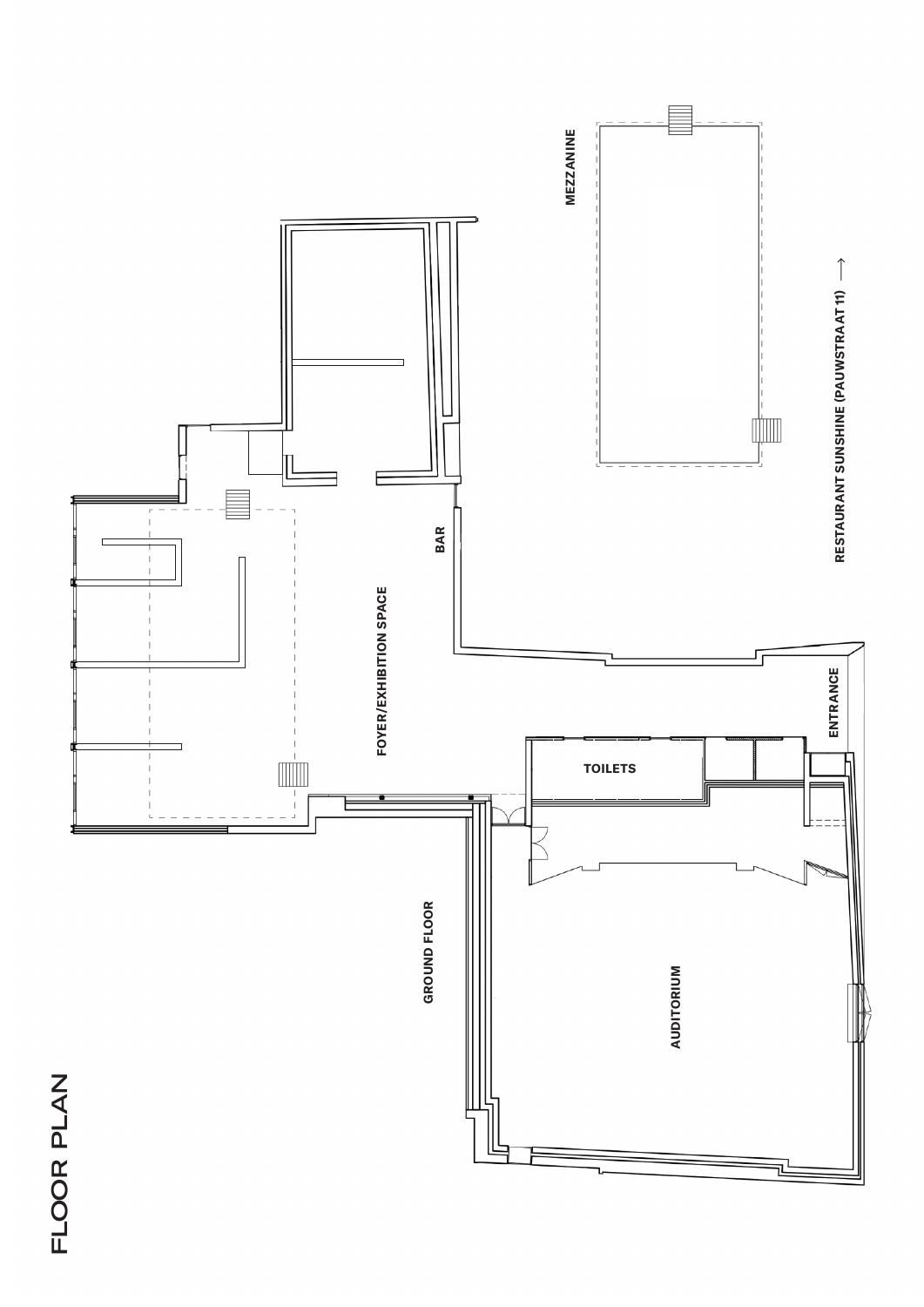# FLOOR PLAN

GROUND FLOOR

AUDITORIUM

TOILETS

ENTRANCE

FOYER/EXHIBITION SPACE

BAR

MEZZANINE

RESTAURANT SUNSHINE (PAUWSTRAAT 11) ⟶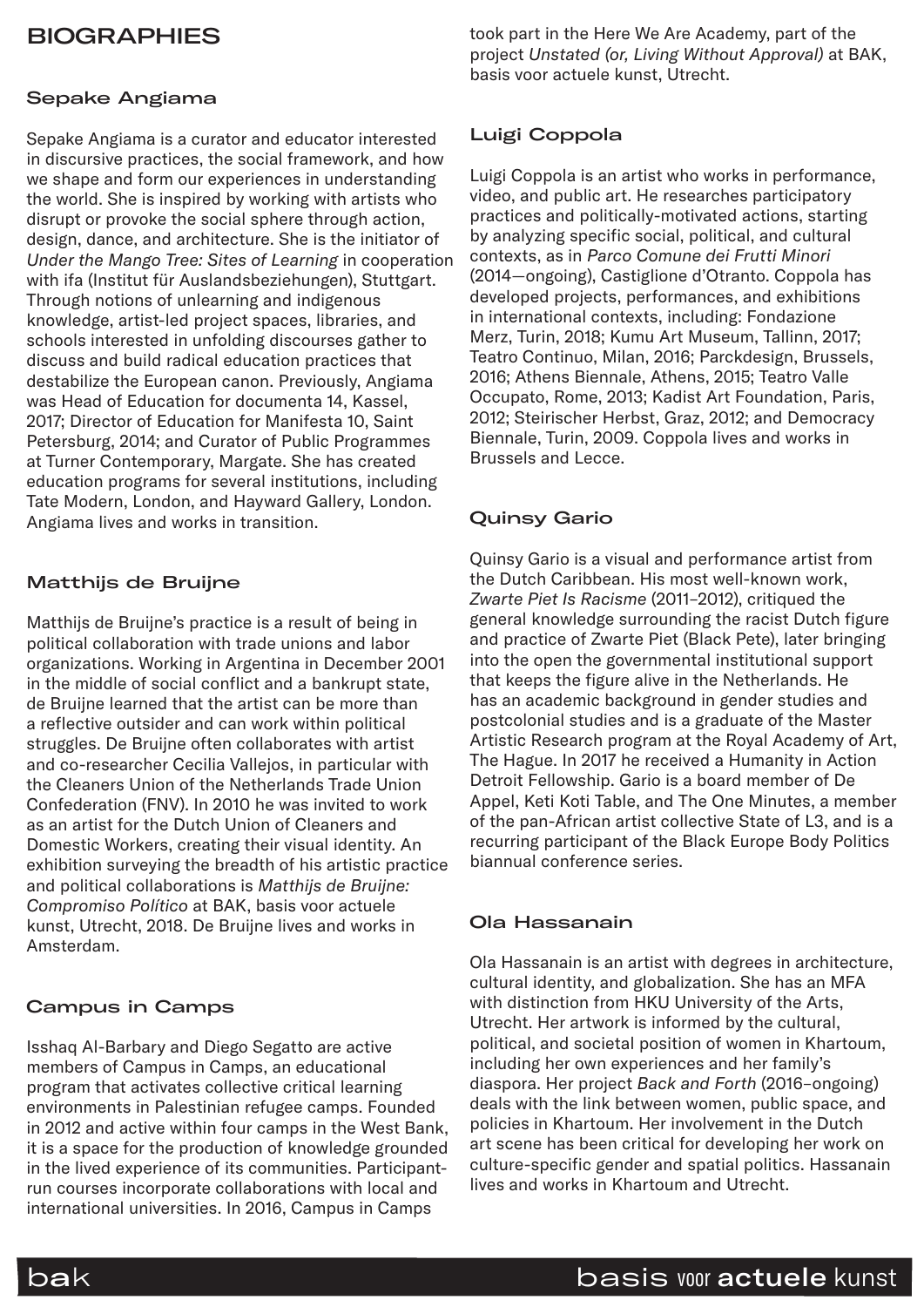# BIOGRAPHIES

## Sepake Angiama

Sepake Angiama is a curator and educator interested in discursive practices, the social framework, and how we shape and form our experiences in understanding the world. She is inspired by working with artists who disrupt or provoke the social sphere through action, design, dance, and architecture. She is the initiator of *Under the Mango Tree: Sites of Learning* in cooperation with ifa (Institut für Auslandsbeziehungen), Stuttgart. Through notions of unlearning and indigenous knowledge, artist-led project spaces, libraries, and schools interested in unfolding discourses gather to discuss and build radical education practices that destabilize the European canon. Previously, Angiama was Head of Education for documenta 14, Kassel, 2017; Director of Education for Manifesta 10, Saint Petersburg, 2014; and Curator of Public Programmes at Turner Contemporary, Margate. She has created education programs for several institutions, including Tate Modern, London, and Hayward Gallery, London. Angiama lives and works in transition.

## Matthijs de Bruijne

Matthijs de Bruijne's practice is a result of being in political collaboration with trade unions and labor organizations. Working in Argentina in December 2001 in the middle of social conflict and a bankrupt state, de Bruijne learned that the artist can be more than a reflective outsider and can work within political struggles. De Bruijne often collaborates with artist and co-researcher Cecilia Vallejos, in particular with the Cleaners Union of the Netherlands Trade Union Confederation (FNV). In 2010 he was invited to work as an artist for the Dutch Union of Cleaners and Domestic Workers, creating their visual identity. An exhibition surveying the breadth of his artistic practice and political collaborations is *Matthijs de Bruijne: Compromiso Político* at BAK, basis voor actuele kunst, Utrecht, 2018. De Bruijne lives and works in Amsterdam.

## Campus in Camps

Isshaq Al-Barbary and Diego Segatto are active members of Campus in Camps, an educational program that activates collective critical learning environments in Palestinian refugee camps. Founded in 2012 and active within four camps in the West Bank, it is a space for the production of knowledge grounded in the lived experience of its communities. Participant-run courses incorporate collaborations with local and international universities. In 2016, Campus in Camps took part in the Here We Are Academy, part of the project *Unstated (or, Living Without Approval)* at BAK, basis voor actuele kunst, Utrecht.

## Luigi Coppola

Luigi Coppola is an artist who works in performance, video, and public art. He researches participatory practices and politically-motivated actions, starting by analyzing specific social, political, and cultural contexts, as in *Parco Comune dei Frutti Minori* (2014—ongoing), Castiglione d'Otranto. Coppola has developed projects, performances, and exhibitions in international contexts, including: Fondazione Merz, Turin, 2018; Kumu Art Museum, Tallinn, 2017; Teatro Continuo, Milan, 2016; Parckdesign, Brussels, 2016; Athens Biennale, Athens, 2015; Teatro Valle Occupato, Rome, 2013; Kadist Art Foundation, Paris, 2012; Steirischer Herbst, Graz, 2012; and Democracy Biennale, Turin, 2009. Coppola lives and works in Brussels and Lecce.

## Quinsy Gario

Quinsy Gario is a visual and performance artist from the Dutch Caribbean. His most well-known work, *Zwarte Piet Is Racisme* (2011–2012), critiqued the general knowledge surrounding the racist Dutch figure and practice of Zwarte Piet (Black Pete), later bringing into the open the governmental institutional support that keeps the figure alive in the Netherlands. He has an academic background in gender studies and postcolonial studies and is a graduate of the Master Artistic Research program at the Royal Academy of Art, The Hague. In 2017 he received a Humanity in Action Detroit Fellowship. Gario is a board member of De Appel, Keti Koti Table, and The One Minutes, a member of the pan-African artist collective State of L3, and is a recurring participant of the Black Europe Body Politics biannual conference series.

## Ola Hassanain

Ola Hassanain is an artist with degrees in architecture, cultural identity, and globalization. She has an MFA with distinction from HKU University of the Arts, Utrecht. Her artwork is informed by the cultural, political, and societal position of women in Khartoum, including her own experiences and her family's diaspora. Her project *Back and Forth* (2016–ongoing) deals with the link between women, public space, and policies in Khartoum. Her involvement in the Dutch art scene has been critical for developing her work on culture-specific gender and spatial politics. Hassanain lives and works in Khartoum and Utrecht.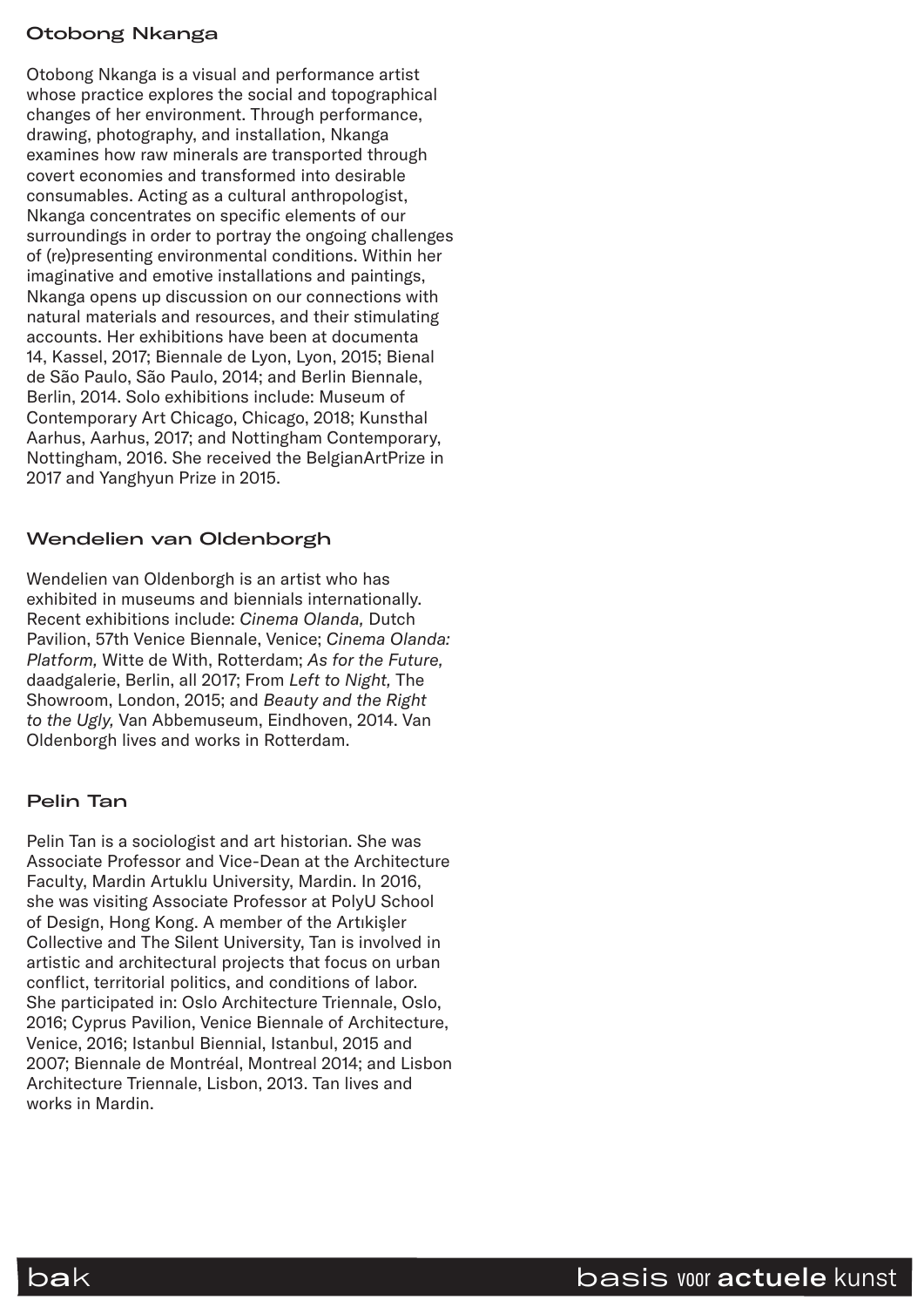## Otobong Nkanga

Otobong Nkanga is a visual and performance artist whose practice explores the social and topographical changes of her environment. Through performance, drawing, photography, and installation, Nkanga examines how raw minerals are transported through covert economies and transformed into desirable consumables. Acting as a cultural anthropologist, Nkanga concentrates on specific elements of our surroundings in order to portray the ongoing challenges of (re)presenting environmental conditions. Within her imaginative and emotive installations and paintings, Nkanga opens up discussion on our connections with natural materials and resources, and their stimulating accounts. Her exhibitions have been at documenta 14, Kassel, 2017; Biennale de Lyon, Lyon, 2015; Bienal de São Paulo, São Paulo, 2014; and Berlin Biennale, Berlin, 2014. Solo exhibitions include: Museum of Contemporary Art Chicago, Chicago, 2018; Kunsthal Aarhus, Aarhus, 2017; and Nottingham Contemporary, Nottingham, 2016. She received the BelgianArtPrize in 2017 and Yanghyun Prize in 2015.

## Wendelien van Oldenborgh

Wendelien van Oldenborgh is an artist who has exhibited in museums and biennials internationally. Recent exhibitions include: *Cinema Olanda,* Dutch Pavilion, 57th Venice Biennale, Venice; *Cinema Olanda: Platform,* Witte de With, Rotterdam; *As for the Future,* daadgalerie, Berlin, all 2017; From *Left to Night,* The Showroom, London, 2015; and *Beauty and the Right to the Ugly,* Van Abbemuseum, Eindhoven, 2014. Van Oldenborgh lives and works in Rotterdam.

## Pelin Tan

Pelin Tan is a sociologist and art historian. She was Associate Professor and Vice-Dean at the Architecture Faculty, Mardin Artuklu University, Mardin. In 2016, she was visiting Associate Professor at PolyU School of Design, Hong Kong. A member of the Artıkişler Collective and The Silent University, Tan is involved in artistic and architectural projects that focus on urban conflict, territorial politics, and conditions of labor. She participated in: Oslo Architecture Triennale, Oslo, 2016; Cyprus Pavilion, Venice Biennale of Architecture, Venice, 2016; Istanbul Biennial, Istanbul, 2015 and 2007; Biennale de Montréal, Montreal 2014; and Lisbon Architecture Triennale, Lisbon, 2013. Tan lives and works in Mardin.